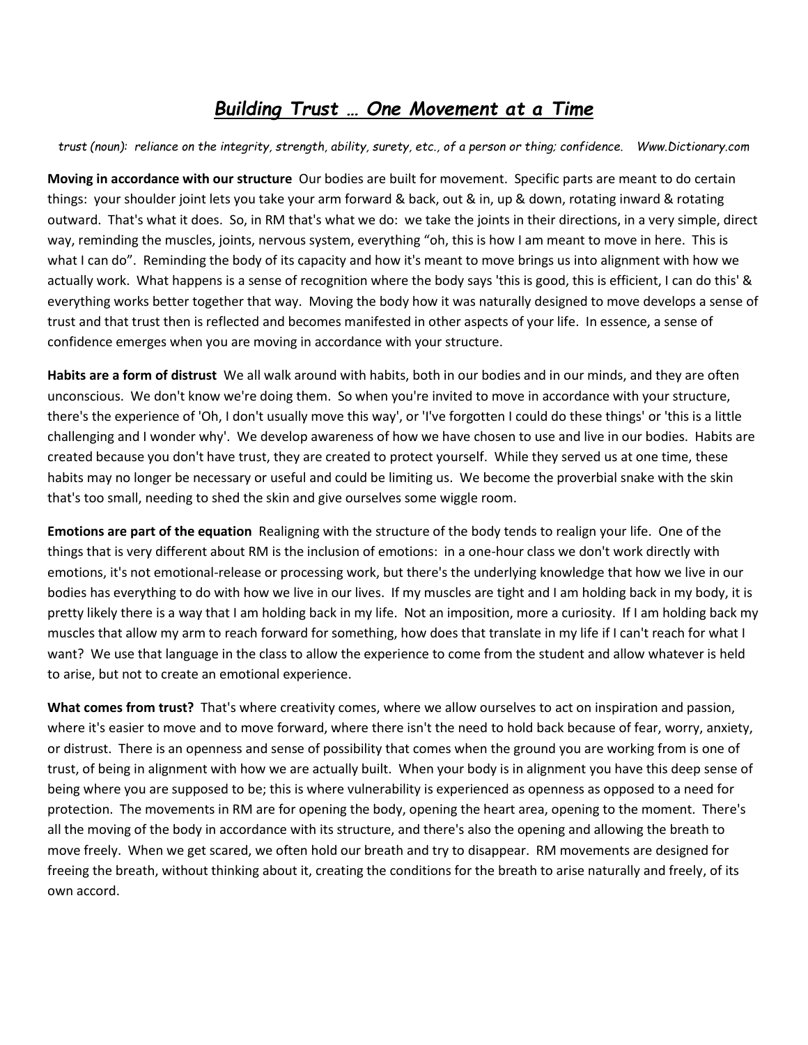# ***Building Trust … One Movement at a Time***

*trust (noun): reliance on the integrity, strength, ability, surety, etc., of a person or thing; confidence. Www.Dictionary.com*

**Moving in accordance with our structure** Our bodies are built for movement. Specific parts are meant to do certain things: your shoulder joint lets you take your arm forward & back, out & in, up & down, rotating inward & rotating outward. That's what it does. So, in RM that's what we do: we take the joints in their directions, in a very simple, direct way, reminding the muscles, joints, nervous system, everything "oh, this is how I am meant to move in here. This is what I can do". Reminding the body of its capacity and how it's meant to move brings us into alignment with how we actually work. What happens is a sense of recognition where the body says 'this is good, this is efficient, I can do this' & everything works better together that way. Moving the body how it was naturally designed to move develops a sense of trust and that trust then is reflected and becomes manifested in other aspects of your life. In essence, a sense of confidence emerges when you are moving in accordance with your structure.

**Habits are a form of distrust** We all walk around with habits, both in our bodies and in our minds, and they are often unconscious. We don't know we're doing them. So when you're invited to move in accordance with your structure, there's the experience of 'Oh, I don't usually move this way', or 'I've forgotten I could do these things' or 'this is a little challenging and I wonder why'. We develop awareness of how we have chosen to use and live in our bodies. Habits are created because you don't have trust, they are created to protect yourself. While they served us at one time, these habits may no longer be necessary or useful and could be limiting us. We become the proverbial snake with the skin that's too small, needing to shed the skin and give ourselves some wiggle room.

**Emotions are part of the equation** Realigning with the structure of the body tends to realign your life. One of the things that is very different about RM is the inclusion of emotions: in a one-hour class we don't work directly with emotions, it's not emotional-release or processing work, but there's the underlying knowledge that how we live in our bodies has everything to do with how we live in our lives. If my muscles are tight and I am holding back in my body, it is pretty likely there is a way that I am holding back in my life. Not an imposition, more a curiosity. If I am holding back my muscles that allow my arm to reach forward for something, how does that translate in my life if I can't reach for what I want? We use that language in the class to allow the experience to come from the student and allow whatever is held to arise, but not to create an emotional experience.

**What comes from trust?** That's where creativity comes, where we allow ourselves to act on inspiration and passion, where it's easier to move and to move forward, where there isn't the need to hold back because of fear, worry, anxiety, or distrust. There is an openness and sense of possibility that comes when the ground you are working from is one of trust, of being in alignment with how we are actually built. When your body is in alignment you have this deep sense of being where you are supposed to be; this is where vulnerability is experienced as openness as opposed to a need for protection. The movements in RM are for opening the body, opening the heart area, opening to the moment. There's all the moving of the body in accordance with its structure, and there's also the opening and allowing the breath to move freely. When we get scared, we often hold our breath and try to disappear. RM movements are designed for freeing the breath, without thinking about it, creating the conditions for the breath to arise naturally and freely, of its own accord.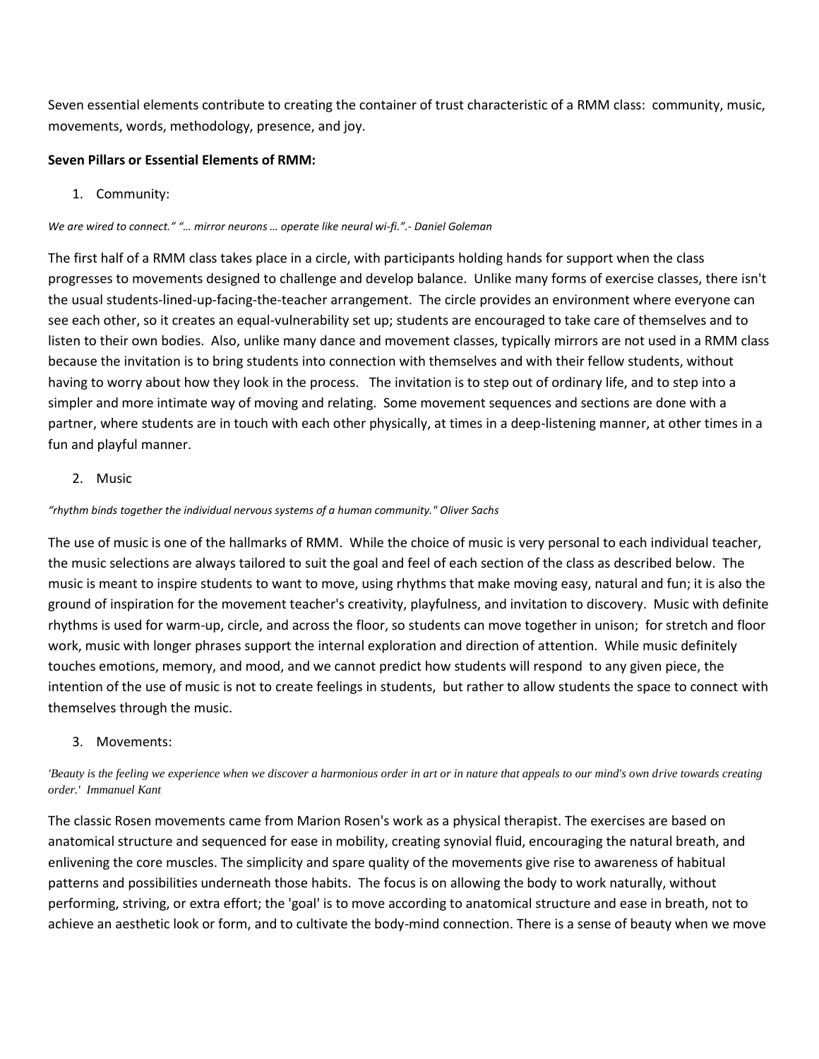Seven essential elements contribute to creating the container of trust characteristic of a RMM class: community, music, movements, words, methodology, presence, and joy.

**Seven Pillars or Essential Elements of RMM:**

1. Community:

*We are wired to connect." "… mirror neurons … operate like neural wi-fi.".- Daniel Goleman*

The first half of a RMM class takes place in a circle, with participants holding hands for support when the class progresses to movements designed to challenge and develop balance. Unlike many forms of exercise classes, there isn't the usual students-lined-up-facing-the-teacher arrangement. The circle provides an environment where everyone can see each other, so it creates an equal-vulnerability set up; students are encouraged to take care of themselves and to listen to their own bodies. Also, unlike many dance and movement classes, typically mirrors are not used in a RMM class because the invitation is to bring students into connection with themselves and with their fellow students, without having to worry about how they look in the process. The invitation is to step out of ordinary life, and to step into a simpler and more intimate way of moving and relating. Some movement sequences and sections are done with a partner, where students are in touch with each other physically, at times in a deep-listening manner, at other times in a fun and playful manner.

2. Music

*"rhythm binds together the individual nervous systems of a human community." Oliver Sachs*

The use of music is one of the hallmarks of RMM. While the choice of music is very personal to each individual teacher, the music selections are always tailored to suit the goal and feel of each section of the class as described below. The music is meant to inspire students to want to move, using rhythms that make moving easy, natural and fun; it is also the ground of inspiration for the movement teacher's creativity, playfulness, and invitation to discovery. Music with definite rhythms is used for warm-up, circle, and across the floor, so students can move together in unison; for stretch and floor work, music with longer phrases support the internal exploration and direction of attention. While music definitely touches emotions, memory, and mood, and we cannot predict how students will respond to any given piece, the intention of the use of music is not to create feelings in students, but rather to allow students the space to connect with themselves through the music.

3. Movements:

*'Beauty is the feeling we experience when we discover a harmonious order in art or in nature that appeals to our mind's own drive towards creating order.' Immanuel Kant*

The classic Rosen movements came from Marion Rosen's work as a physical therapist. The exercises are based on anatomical structure and sequenced for ease in mobility, creating synovial fluid, encouraging the natural breath, and enlivening the core muscles. The simplicity and spare quality of the movements give rise to awareness of habitual patterns and possibilities underneath those habits. The focus is on allowing the body to work naturally, without performing, striving, or extra effort; the 'goal' is to move according to anatomical structure and ease in breath, not to achieve an aesthetic look or form, and to cultivate the body-mind connection. There is a sense of beauty when we move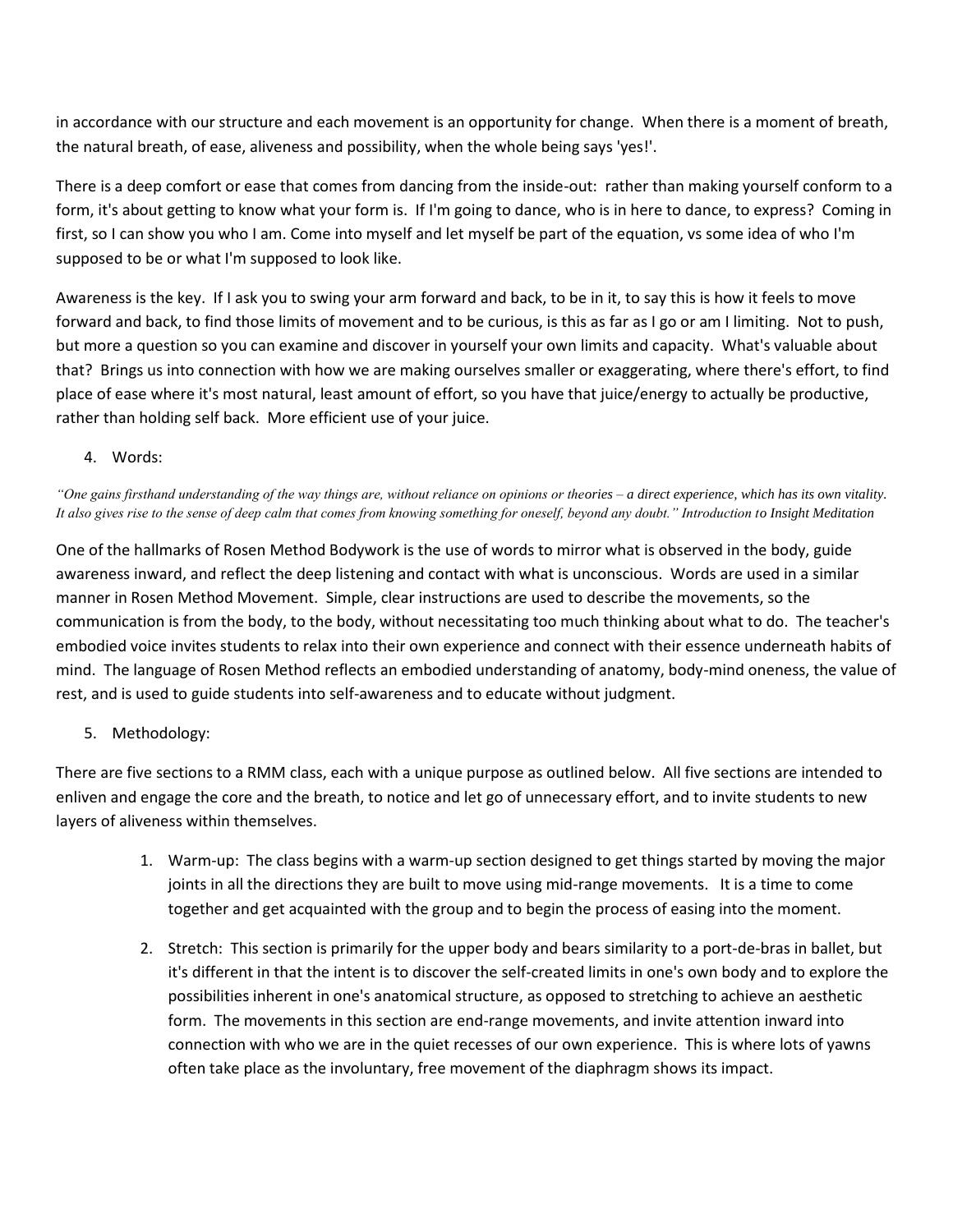in accordance with our structure and each movement is an opportunity for change. When there is a moment of breath, the natural breath, of ease, aliveness and possibility, when the whole being says 'yes!'.

There is a deep comfort or ease that comes from dancing from the inside-out: rather than making yourself conform to a form, it's about getting to know what your form is. If I'm going to dance, who is in here to dance, to express? Coming in first, so I can show you who I am. Come into myself and let myself be part of the equation, vs some idea of who I'm supposed to be or what I'm supposed to look like.

Awareness is the key. If I ask you to swing your arm forward and back, to be in it, to say this is how it feels to move forward and back, to find those limits of movement and to be curious, is this as far as I go or am I limiting. Not to push, but more a question so you can examine and discover in yourself your own limits and capacity. What's valuable about that? Brings us into connection with how we are making ourselves smaller or exaggerating, where there's effort, to find place of ease where it's most natural, least amount of effort, so you have that juice/energy to actually be productive, rather than holding self back. More efficient use of your juice.

4. Words:

*"One gains firsthand understanding of the way things are, without reliance on opinions or theories – a direct experience, which has its own vitality. It also gives rise to the sense of deep calm that comes from knowing something for oneself, beyond any doubt." Introduction to Insight Meditation*

One of the hallmarks of Rosen Method Bodywork is the use of words to mirror what is observed in the body, guide awareness inward, and reflect the deep listening and contact with what is unconscious. Words are used in a similar manner in Rosen Method Movement. Simple, clear instructions are used to describe the movements, so the communication is from the body, to the body, without necessitating too much thinking about what to do. The teacher's embodied voice invites students to relax into their own experience and connect with their essence underneath habits of mind. The language of Rosen Method reflects an embodied understanding of anatomy, body-mind oneness, the value of rest, and is used to guide students into self-awareness and to educate without judgment.

5. Methodology:

There are five sections to a RMM class, each with a unique purpose as outlined below. All five sections are intended to enliven and engage the core and the breath, to notice and let go of unnecessary effort, and to invite students to new layers of aliveness within themselves.

1. Warm-up: The class begins with a warm-up section designed to get things started by moving the major joints in all the directions they are built to move using mid-range movements. It is a time to come together and get acquainted with the group and to begin the process of easing into the moment.
2. Stretch: This section is primarily for the upper body and bears similarity to a port-de-bras in ballet, but it's different in that the intent is to discover the self-created limits in one's own body and to explore the possibilities inherent in one's anatomical structure, as opposed to stretching to achieve an aesthetic form. The movements in this section are end-range movements, and invite attention inward into connection with who we are in the quiet recesses of our own experience. This is where lots of yawns often take place as the involuntary, free movement of the diaphragm shows its impact.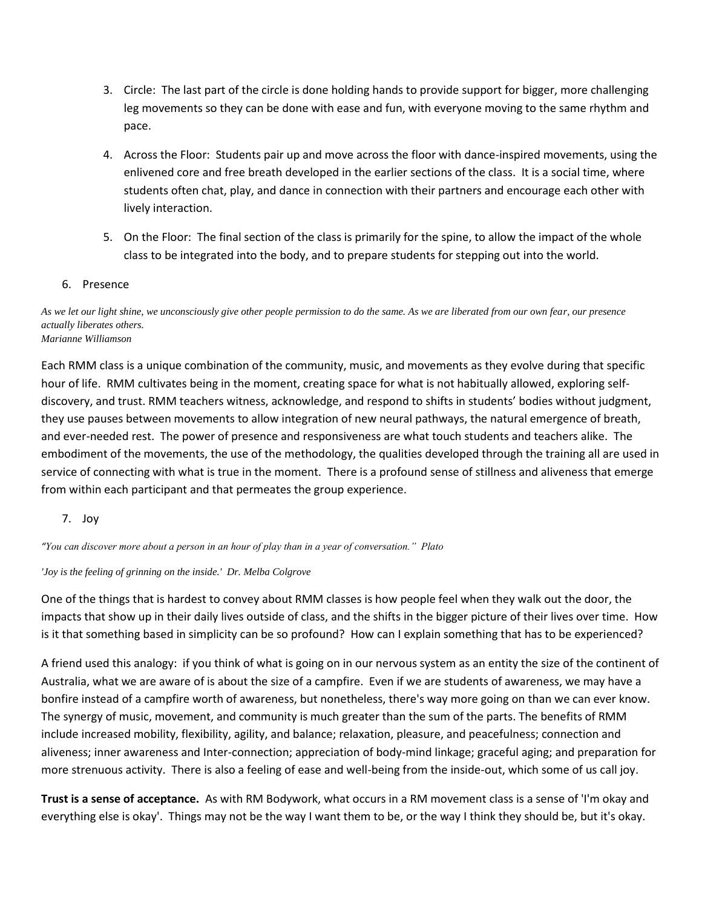3. Circle: The last part of the circle is done holding hands to provide support for bigger, more challenging leg movements so they can be done with ease and fun, with everyone moving to the same rhythm and pace.

4. Across the Floor: Students pair up and move across the floor with dance-inspired movements, using the enlivened core and free breath developed in the earlier sections of the class. It is a social time, where students often chat, play, and dance in connection with their partners and encourage each other with lively interaction.

5. On the Floor: The final section of the class is primarily for the spine, to allow the impact of the whole class to be integrated into the body, and to prepare students for stepping out into the world.

## 6. Presence

*As we let our light shine, we unconsciously give other people permission to do the same. As we are liberated from our own fear, our presence actually liberates others.*
*Marianne Williamson*

Each RMM class is a unique combination of the community, music, and movements as they evolve during that specific hour of life. RMM cultivates being in the moment, creating space for what is not habitually allowed, exploring self-discovery, and trust. RMM teachers witness, acknowledge, and respond to shifts in students' bodies without judgment, they use pauses between movements to allow integration of new neural pathways, the natural emergence of breath, and ever-needed rest. The power of presence and responsiveness are what touch students and teachers alike. The embodiment of the movements, the use of the methodology, the qualities developed through the training all are used in service of connecting with what is true in the moment. There is a profound sense of stillness and aliveness that emerge from within each participant and that permeates the group experience.

## 7. Joy

*"You can discover more about a person in an hour of play than in a year of conversation." Plato*

*'Joy is the feeling of grinning on the inside.' Dr. Melba Colgrove*

One of the things that is hardest to convey about RMM classes is how people feel when they walk out the door, the impacts that show up in their daily lives outside of class, and the shifts in the bigger picture of their lives over time. How is it that something based in simplicity can be so profound? How can I explain something that has to be experienced?

A friend used this analogy: if you think of what is going on in our nervous system as an entity the size of the continent of Australia, what we are aware of is about the size of a campfire. Even if we are students of awareness, we may have a bonfire instead of a campfire worth of awareness, but nonetheless, there's way more going on than we can ever know. The synergy of music, movement, and community is much greater than the sum of the parts. The benefits of RMM include increased mobility, flexibility, agility, and balance; relaxation, pleasure, and peacefulness; connection and aliveness; inner awareness and Inter-connection; appreciation of body-mind linkage; graceful aging; and preparation for more strenuous activity. There is also a feeling of ease and well-being from the inside-out, which some of us call joy.

**Trust is a sense of acceptance.** As with RM Bodywork, what occurs in a RM movement class is a sense of 'I'm okay and everything else is okay'. Things may not be the way I want them to be, or the way I think they should be, but it's okay.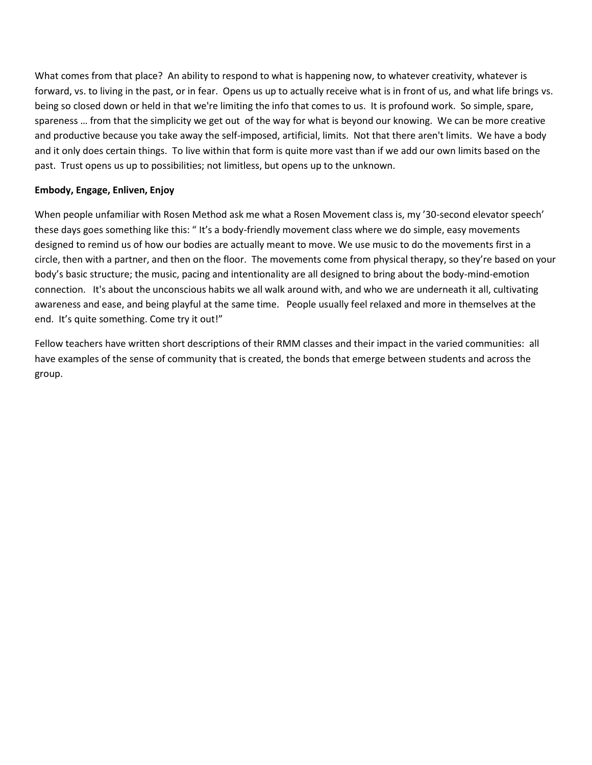What comes from that place? An ability to respond to what is happening now, to whatever creativity, whatever is forward, vs. to living in the past, or in fear. Opens us up to actually receive what is in front of us, and what life brings vs. being so closed down or held in that we're limiting the info that comes to us. It is profound work. So simple, spare, spareness … from that the simplicity we get out of the way for what is beyond our knowing. We can be more creative and productive because you take away the self-imposed, artificial, limits. Not that there aren't limits. We have a body and it only does certain things. To live within that form is quite more vast than if we add our own limits based on the past. Trust opens us up to possibilities; not limitless, but opens up to the unknown.

**Embody, Engage, Enliven, Enjoy**

When people unfamiliar with Rosen Method ask me what a Rosen Movement class is, my '30-second elevator speech' these days goes something like this: " It's a body-friendly movement class where we do simple, easy movements designed to remind us of how our bodies are actually meant to move. We use music to do the movements first in a circle, then with a partner, and then on the floor. The movements come from physical therapy, so they're based on your body's basic structure; the music, pacing and intentionality are all designed to bring about the body-mind-emotion connection. It's about the unconscious habits we all walk around with, and who we are underneath it all, cultivating awareness and ease, and being playful at the same time. People usually feel relaxed and more in themselves at the end. It's quite something. Come try it out!"

Fellow teachers have written short descriptions of their RMM classes and their impact in the varied communities: all have examples of the sense of community that is created, the bonds that emerge between students and across the group.